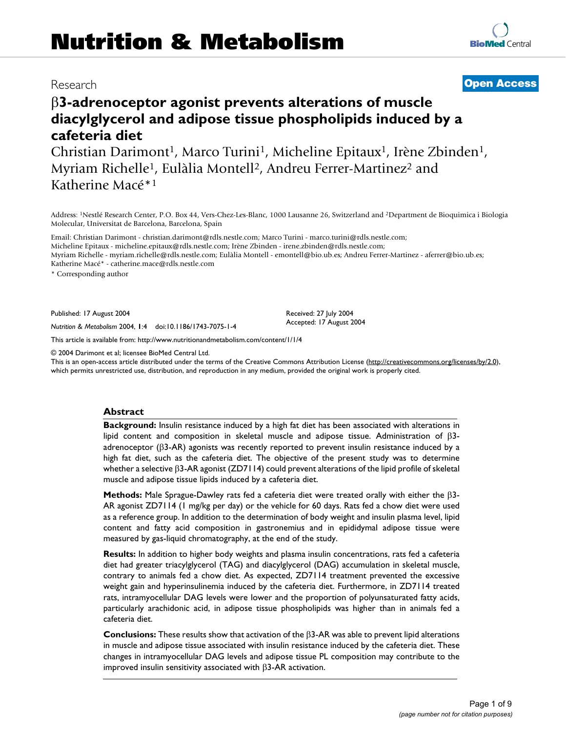# Nutrition & Metabolism

Research

**Open Access**

# β3-adrenoceptor agonist prevents alterations of muscle diacylglycerol and adipose tissue phospholipids induced by a cafeteria diet

Christian Darimont[1], Marco Turini[1], Micheline Epitaux[1], Irène Zbinden[1], Myriam Richelle[1], Eulàlia Montell[2], Andreu Ferrer-Martinez[2] and Katherine Macé*[1]

Address: [1]Nestlé Research Center, P.O. Box 44, Vers-Chez-Les-Blanc, 1000 Lausanne 26, Switzerland and [2]Department de Bioquimica i Biologia Molecular, Universitat de Barcelona, Barcelona, Spain

Email: Christian Darimont - christian.darimont@rdls.nestle.com; Marco Turini - marco.turini@rdls.nestle.com; Micheline Epitaux - micheline.epitaux@rdls.nestle.com; Irène Zbinden - irene.zbinden@rdls.nestle.com; Myriam Richelle - myriam.richelle@rdls.nestle.com; Eulàlia Montell - emontell@bio.ub.es; Andreu Ferrer-Martinez - aferrer@bio.ub.es; Katherine Macé* - catherine.mace@rdls.nestle.com

\* Corresponding author

Published: 17 August 2004

*Nutrition & Metabolism* 2004, **1**:4 doi:10.1186/1743-7075-1-4

Received: 27 July 2004
Accepted: 17 August 2004

This article is available from: http://www.nutritionandmetabolism.com/content/1/1/4

© 2004 Darimont et al; licensee BioMed Central Ltd.
This is an open-access article distributed under the terms of the Creative Commons Attribution License (http://creativecommons.org/licenses/by/2.0), which permits unrestricted use, distribution, and reproduction in any medium, provided the original work is properly cited.

## Abstract

**Background:** Insulin resistance induced by a high fat diet has been associated with alterations in lipid content and composition in skeletal muscle and adipose tissue. Administration of β3-adrenoceptor (β3-AR) agonists was recently reported to prevent insulin resistance induced by a high fat diet, such as the cafeteria diet. The objective of the present study was to determine whether a selective β3-AR agonist (ZD7114) could prevent alterations of the lipid profile of skeletal muscle and adipose tissue lipids induced by a cafeteria diet.

**Methods:** Male Sprague-Dawley rats fed a cafeteria diet were treated orally with either the β3-AR agonist ZD7114 (1 mg/kg per day) or the vehicle for 60 days. Rats fed a chow diet were used as a reference group. In addition to the determination of body weight and insulin plasma level, lipid content and fatty acid composition in gastronemius and in epididymal adipose tissue were measured by gas-liquid chromatography, at the end of the study.

**Results:** In addition to higher body weights and plasma insulin concentrations, rats fed a cafeteria diet had greater triacylglycerol (TAG) and diacylglycerol (DAG) accumulation in skeletal muscle, contrary to animals fed a chow diet. As expected, ZD7114 treatment prevented the excessive weight gain and hyperinsulinemia induced by the cafeteria diet. Furthermore, in ZD7114 treated rats, intramyocellular DAG levels were lower and the proportion of polyunsaturated fatty acids, particularly arachidonic acid, in adipose tissue phospholipids was higher than in animals fed a cafeteria diet.

**Conclusions:** These results show that activation of the β3-AR was able to prevent lipid alterations in muscle and adipose tissue associated with insulin resistance induced by the cafeteria diet. These changes in intramyocellular DAG levels and adipose tissue PL composition may contribute to the improved insulin sensitivity associated with β3-AR activation.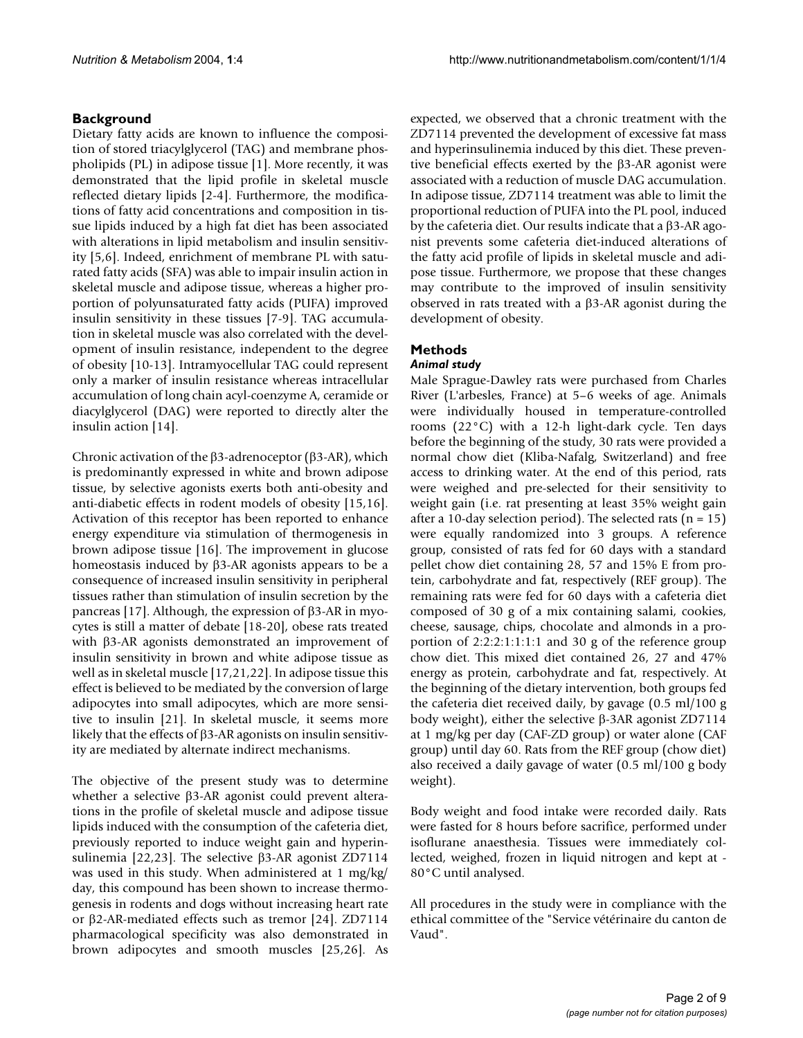## Background

Dietary fatty acids are known to influence the composition of stored triacylglycerol (TAG) and membrane phospholipids (PL) in adipose tissue [1]. More recently, it was demonstrated that the lipid profile in skeletal muscle reflected dietary lipids [2-4]. Furthermore, the modifications of fatty acid concentrations and composition in tissue lipids induced by a high fat diet has been associated with alterations in lipid metabolism and insulin sensitivity [5,6]. Indeed, enrichment of membrane PL with saturated fatty acids (SFA) was able to impair insulin action in skeletal muscle and adipose tissue, whereas a higher proportion of polyunsaturated fatty acids (PUFA) improved insulin sensitivity in these tissues [7-9]. TAG accumulation in skeletal muscle was also correlated with the development of insulin resistance, independent to the degree of obesity [10-13]. Intramyocellular TAG could represent only a marker of insulin resistance whereas intracellular accumulation of long chain acyl-coenzyme A, ceramide or diacylglycerol (DAG) were reported to directly alter the insulin action [14].

Chronic activation of the β3-adrenoceptor (β3-AR), which is predominantly expressed in white and brown adipose tissue, by selective agonists exerts both anti-obesity and anti-diabetic effects in rodent models of obesity [15,16]. Activation of this receptor has been reported to enhance energy expenditure via stimulation of thermogenesis in brown adipose tissue [16]. The improvement in glucose homeostasis induced by β3-AR agonists appears to be a consequence of increased insulin sensitivity in peripheral tissues rather than stimulation of insulin secretion by the pancreas [17]. Although, the expression of β3-AR in myocytes is still a matter of debate [18-20], obese rats treated with β3-AR agonists demonstrated an improvement of insulin sensitivity in brown and white adipose tissue as well as in skeletal muscle [17,21,22]. In adipose tissue this effect is believed to be mediated by the conversion of large adipocytes into small adipocytes, which are more sensitive to insulin [21]. In skeletal muscle, it seems more likely that the effects of β3-AR agonists on insulin sensitivity are mediated by alternate indirect mechanisms.

The objective of the present study was to determine whether a selective β3-AR agonist could prevent alterations in the profile of skeletal muscle and adipose tissue lipids induced with the consumption of the cafeteria diet, previously reported to induce weight gain and hyperinsulinemia [22,23]. The selective β3-AR agonist ZD7114 was used in this study. When administered at 1 mg/kg/day, this compound has been shown to increase thermogenesis in rodents and dogs without increasing heart rate or β2-AR-mediated effects such as tremor [24]. ZD7114 pharmacological specificity was also demonstrated in brown adipocytes and smooth muscles [25,26]. As expected, we observed that a chronic treatment with the ZD7114 prevented the development of excessive fat mass and hyperinsulinemia induced by this diet. These preventive beneficial effects exerted by the β3-AR agonist were associated with a reduction of muscle DAG accumulation. In adipose tissue, ZD7114 treatment was able to limit the proportional reduction of PUFA into the PL pool, induced by the cafeteria diet. Our results indicate that a β3-AR agonist prevents some cafeteria diet-induced alterations of the fatty acid profile of lipids in skeletal muscle and adipose tissue. Furthermore, we propose that these changes may contribute to the improved of insulin sensitivity observed in rats treated with a β3-AR agonist during the development of obesity.

## Methods

### *Animal study*

Male Sprague-Dawley rats were purchased from Charles River (L'arbesles, France) at 5–6 weeks of age. Animals were individually housed in temperature-controlled rooms (22°C) with a 12-h light-dark cycle. Ten days before the beginning of the study, 30 rats were provided a normal chow diet (Kliba-Nafalg, Switzerland) and free access to drinking water. At the end of this period, rats were weighed and pre-selected for their sensitivity to weight gain (i.e. rat presenting at least 35% weight gain after a 10-day selection period). The selected rats (n = 15) were equally randomized into 3 groups. A reference group, consisted of rats fed for 60 days with a standard pellet chow diet containing 28, 57 and 15% E from protein, carbohydrate and fat, respectively (REF group). The remaining rats were fed for 60 days with a cafeteria diet composed of 30 g of a mix containing salami, cookies, cheese, sausage, chips, chocolate and almonds in a proportion of 2:2:2:1:1:1:1 and 30 g of the reference group chow diet. This mixed diet contained 26, 27 and 47% energy as protein, carbohydrate and fat, respectively. At the beginning of the dietary intervention, both groups fed the cafeteria diet received daily, by gavage (0.5 ml/100 g body weight), either the selective β-3AR agonist ZD7114 at 1 mg/kg per day (CAF-ZD group) or water alone (CAF group) until day 60. Rats from the REF group (chow diet) also received a daily gavage of water (0.5 ml/100 g body weight).

Body weight and food intake were recorded daily. Rats were fasted for 8 hours before sacrifice, performed under isoflurane anaesthesia. Tissues were immediately collected, weighed, frozen in liquid nitrogen and kept at -80°C until analysed.

All procedures in the study were in compliance with the ethical committee of the "Service vétérinaire du canton de Vaud".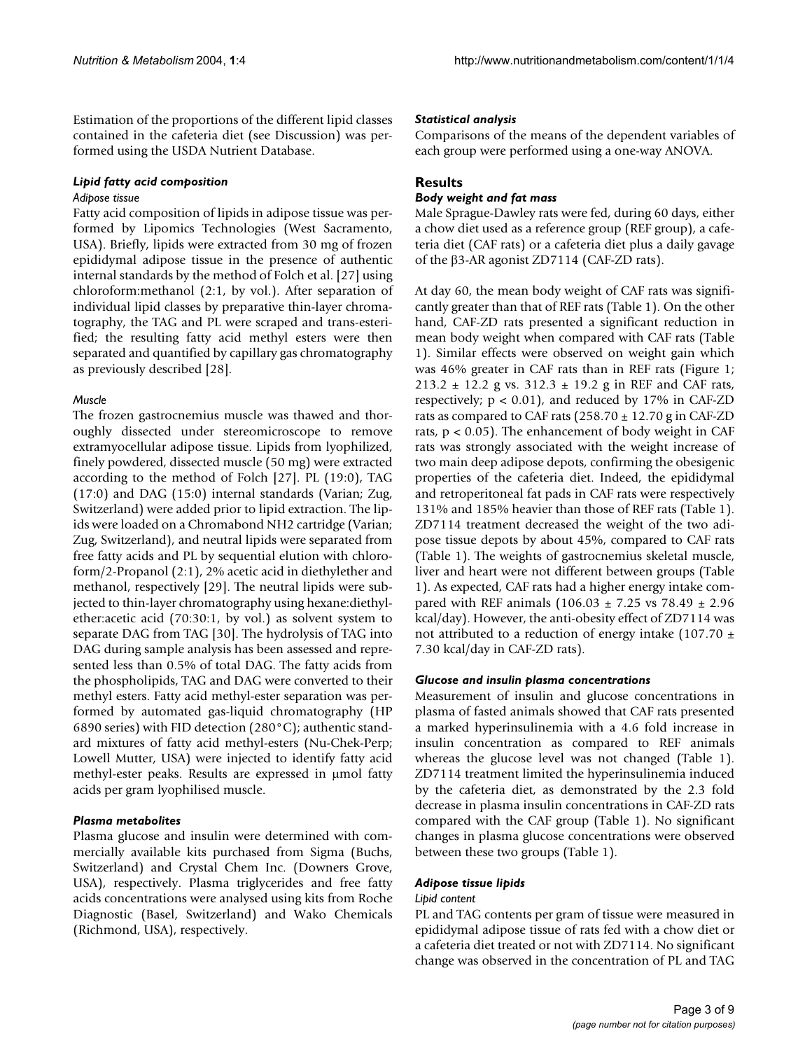Estimation of the proportions of the different lipid classes contained in the cafeteria diet (see Discussion) was performed using the USDA Nutrient Database.

### *Lipid fatty acid composition*

#### *Adipose tissue*

Fatty acid composition of lipids in adipose tissue was performed by Lipomics Technologies (West Sacramento, USA). Briefly, lipids were extracted from 30 mg of frozen epididymal adipose tissue in the presence of authentic internal standards by the method of Folch et al. [27] using chloroform:methanol (2:1, by vol.). After separation of individual lipid classes by preparative thin-layer chromatography, the TAG and PL were scraped and trans-esterified; the resulting fatty acid methyl esters were then separated and quantified by capillary gas chromatography as previously described [28].

#### *Muscle*

The frozen gastrocnemius muscle was thawed and thoroughly dissected under stereomicroscope to remove extramyocellular adipose tissue. Lipids from lyophilized, finely powdered, dissected muscle (50 mg) were extracted according to the method of Folch [27]. PL (19:0), TAG (17:0) and DAG (15:0) internal standards (Varian; Zug, Switzerland) were added prior to lipid extraction. The lipids were loaded on a Chromabond NH2 cartridge (Varian; Zug, Switzerland), and neutral lipids were separated from free fatty acids and PL by sequential elution with chloroform/2-Propanol (2:1), 2% acetic acid in diethylether and methanol, respectively [29]. The neutral lipids were subjected to thin-layer chromatography using hexane:diethylether:acetic acid (70:30:1, by vol.) as solvent system to separate DAG from TAG [30]. The hydrolysis of TAG into DAG during sample analysis has been assessed and represented less than 0.5% of total DAG. The fatty acids from the phospholipids, TAG and DAG were converted to their methyl esters. Fatty acid methyl-ester separation was performed by automated gas-liquid chromatography (HP 6890 series) with FID detection (280°C); authentic standard mixtures of fatty acid methyl-esters (Nu-Chek-Perp; Lowell Mutter, USA) were injected to identify fatty acid methyl-ester peaks. Results are expressed in μmol fatty acids per gram lyophilised muscle.

### *Plasma metabolites*

Plasma glucose and insulin were determined with commercially available kits purchased from Sigma (Buchs, Switzerland) and Crystal Chem Inc. (Downers Grove, USA), respectively. Plasma triglycerides and free fatty acids concentrations were analysed using kits from Roche Diagnostic (Basel, Switzerland) and Wako Chemicals (Richmond, USA), respectively.

### *Statistical analysis*

Comparisons of the means of the dependent variables of each group were performed using a one-way ANOVA.

## Results

### *Body weight and fat mass*

Male Sprague-Dawley rats were fed, during 60 days, either a chow diet used as a reference group (REF group), a cafeteria diet (CAF rats) or a cafeteria diet plus a daily gavage of the β3-AR agonist ZD7114 (CAF-ZD rats).

At day 60, the mean body weight of CAF rats was significantly greater than that of REF rats (Table 1). On the other hand, CAF-ZD rats presented a significant reduction in mean body weight when compared with CAF rats (Table 1). Similar effects were observed on weight gain which was 46% greater in CAF rats than in REF rats (Figure 1; 213.2 ± 12.2 g vs. 312.3 ± 19.2 g in REF and CAF rats, respectively; $p < 0.01$), and reduced by 17% in CAF-ZD rats as compared to CAF rats (258.70 ± 12.70 g in CAF-ZD rats, $p < 0.05$). The enhancement of body weight in CAF rats was strongly associated with the weight increase of two main deep adipose depots, confirming the obesigenic properties of the cafeteria diet. Indeed, the epididymal and retroperitoneal fat pads in CAF rats were respectively 131% and 185% heavier than those of REF rats (Table 1). ZD7114 treatment decreased the weight of the two adipose tissue depots by about 45%, compared to CAF rats (Table 1). The weights of gastrocnemius skeletal muscle, liver and heart were not different between groups (Table 1). As expected, CAF rats had a higher energy intake compared with REF animals (106.03 ± 7.25 vs 78.49 ± 2.96 kcal/day). However, the anti-obesity effect of ZD7114 was not attributed to a reduction of energy intake (107.70 ± 7.30 kcal/day in CAF-ZD rats).

### *Glucose and insulin plasma concentrations*

Measurement of insulin and glucose concentrations in plasma of fasted animals showed that CAF rats presented a marked hyperinsulinemia with a 4.6 fold increase in insulin concentration as compared to REF animals whereas the glucose level was not changed (Table 1). ZD7114 treatment limited the hyperinsulinemia induced by the cafeteria diet, as demonstrated by the 2.3 fold decrease in plasma insulin concentrations in CAF-ZD rats compared with the CAF group (Table 1). No significant changes in plasma glucose concentrations were observed between these two groups (Table 1).

### *Adipose tissue lipids*

#### *Lipid content*

PL and TAG contents per gram of tissue were measured in epididymal adipose tissue of rats fed with a chow diet or a cafeteria diet treated or not with ZD7114. No significant change was observed in the concentration of PL and TAG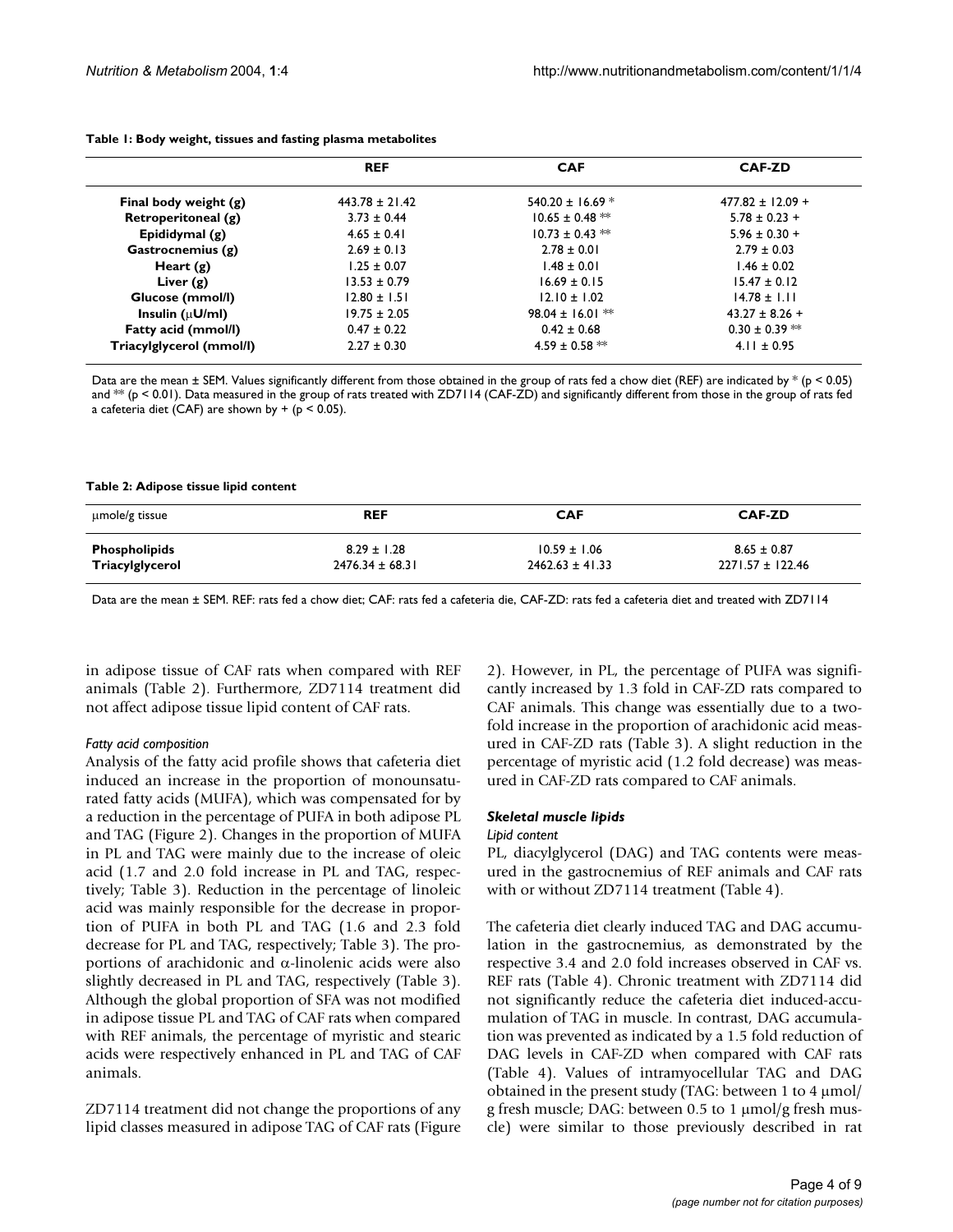**Table 1: Body weight, tissues and fasting plasma metabolites**

| | REF | CAF | CAF-ZD |
|---|---|---|---|
| Final body weight (g) | 443.78 ± 21.42 | 540.20 ± 16.69 * | 477.82 ± 12.09 + |
| Retroperitoneal (g) | 3.73 ± 0.44 | 10.65 ± 0.48 ** | 5.78 ± 0.23 + |
| Epididymal (g) | 4.65 ± 0.41 | 10.73 ± 0.43 ** | 5.96 ± 0.30 + |
| Gastrocnemius (g) | 2.69 ± 0.13 | 2.78 ± 0.01 | 2.79 ± 0.03 |
| Heart (g) | 1.25 ± 0.07 | 1.48 ± 0.01 | 1.46 ± 0.02 |
| Liver (g) | 13.53 ± 0.79 | 16.69 ± 0.15 | 15.47 ± 0.12 |
| Glucose (mmol/l) | 12.80 ± 1.51 | 12.10 ± 1.02 | 14.78 ± 1.11 |
| Insulin (μU/ml) | 19.75 ± 2.05 | 98.04 ± 16.01 ** | 43.27 ± 8.26 + |
| Fatty acid (mmol/l) | 0.47 ± 0.22 | 0.42 ± 0.68 | 0.30 ± 0.39 ** |
| Triacylglycerol (mmol/l) | 2.27 ± 0.30 | 4.59 ± 0.58 ** | 4.11 ± 0.95 |

Data are the mean ± SEM. Values significantly different from those obtained in the group of rats fed a chow diet (REF) are indicated by * ($p < 0.05$) and ** ($p < 0.01$). Data measured in the group of rats treated with ZD7114 (CAF-ZD) and significantly different from those in the group of rats fed a cafeteria diet (CAF) are shown by + ($p < 0.05$).

**Table 2: Adipose tissue lipid content**

| μmole/g tissue | REF | CAF | CAF-ZD |
|---|---|---|---|
| **Phospholipids** | 8.29 ± 1.28 | 10.59 ± 1.06 | 8.65 ± 0.87 |
| **Triacylglycerol** | 2476.34 ± 68.31 | 2462.63 ± 41.33 | 2271.57 ± 122.46 |

Data are the mean ± SEM. REF: rats fed a chow diet; CAF: rats fed a cafeteria die, CAF-ZD: rats fed a cafeteria diet and treated with ZD7114

in adipose tissue of CAF rats when compared with REF animals (Table 2). Furthermore, ZD7114 treatment did not affect adipose tissue lipid content of CAF rats.

*Fatty acid composition*

Analysis of the fatty acid profile shows that cafeteria diet induced an increase in the proportion of monounsaturated fatty acids (MUFA), which was compensated for by a reduction in the percentage of PUFA in both adipose PL and TAG (Figure 2). Changes in the proportion of MUFA in PL and TAG were mainly due to the increase of oleic acid (1.7 and 2.0 fold increase in PL and TAG, respectively; Table 3). Reduction in the percentage of linoleic acid was mainly responsible for the decrease in proportion of PUFA in both PL and TAG (1.6 and 2.3 fold decrease for PL and TAG, respectively; Table 3). The proportions of arachidonic and α-linolenic acids were also slightly decreased in PL and TAG, respectively (Table 3). Although the global proportion of SFA was not modified in adipose tissue PL and TAG of CAF rats when compared with REF animals, the percentage of myristic and stearic acids were respectively enhanced in PL and TAG of CAF animals.

ZD7114 treatment did not change the proportions of any lipid classes measured in adipose TAG of CAF rats (Figure 2). However, in PL, the percentage of PUFA was significantly increased by 1.3 fold in CAF-ZD rats compared to CAF animals. This change was essentially due to a two-fold increase in the proportion of arachidonic acid measured in CAF-ZD rats (Table 3). A slight reduction in the percentage of myristic acid (1.2 fold decrease) was measured in CAF-ZD rats compared to CAF animals.

### *Skeletal muscle lipids*

*Lipid content*

PL, diacylglycerol (DAG) and TAG contents were measured in the gastrocnemius of REF animals and CAF rats with or without ZD7114 treatment (Table 4).

The cafeteria diet clearly induced TAG and DAG accumulation in the gastrocnemius, as demonstrated by the respective 3.4 and 2.0 fold increases observed in CAF vs. REF rats (Table 4). Chronic treatment with ZD7114 did not significantly reduce the cafeteria diet induced-accumulation of TAG in muscle. In contrast, DAG accumulation was prevented as indicated by a 1.5 fold reduction of DAG levels in CAF-ZD when compared with CAF rats (Table 4). Values of intramyocellular TAG and DAG obtained in the present study (TAG: between 1 to 4 μmol/g fresh muscle; DAG: between 0.5 to 1 μmol/g fresh muscle) were similar to those previously described in rat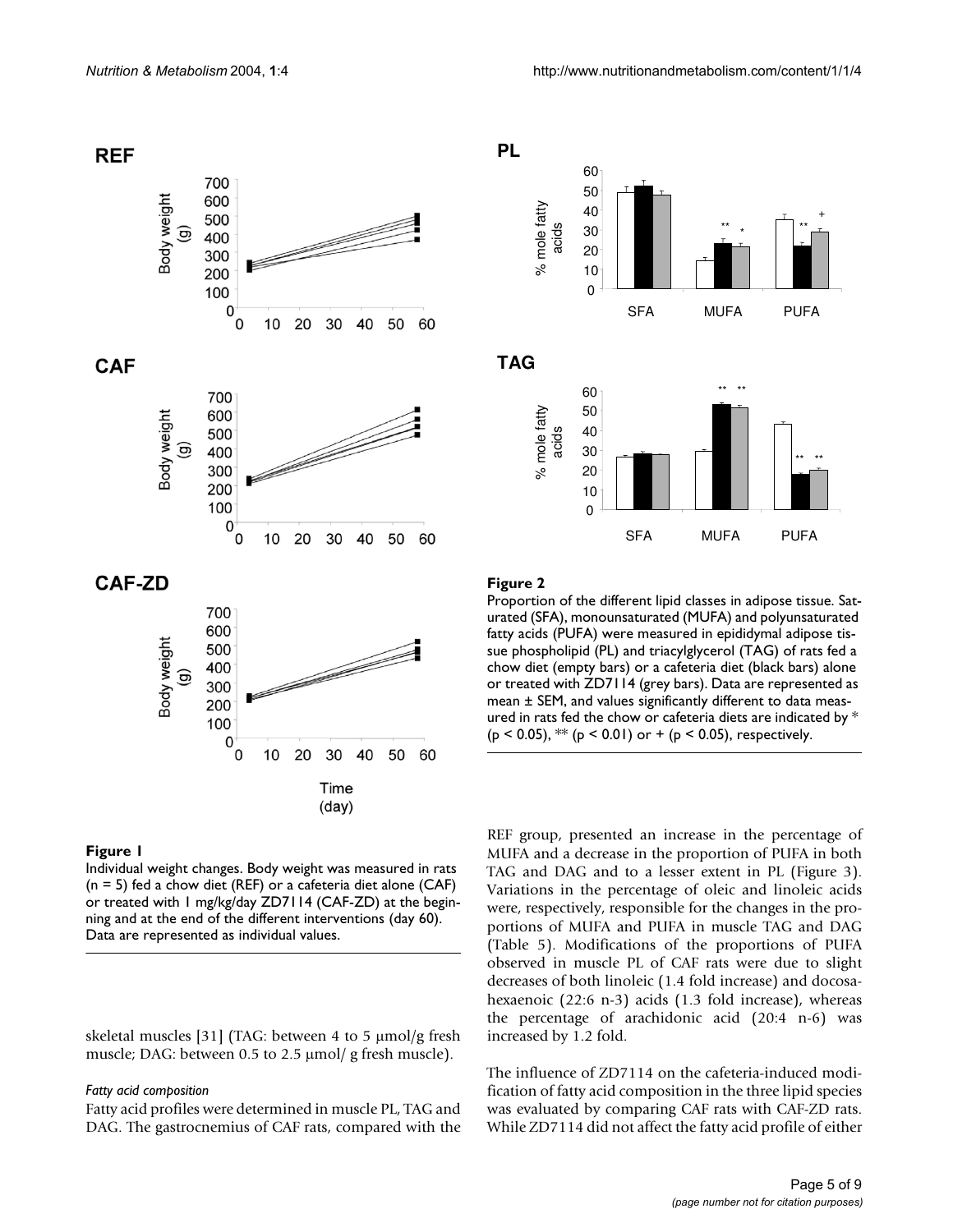**Figure 1**

Individual weight changes. Body weight was measured in rats (n = 5) fed a chow diet (REF) or a cafeteria diet alone (CAF) or treated with 1 mg/kg/day ZD7114 (CAF-ZD) at the beginning and at the end of the different interventions (day 60). Data are represented as individual values.

**Figure 2**

Proportion of the different lipid classes in adipose tissue. Saturated (SFA), monounsaturated (MUFA) and polyunsaturated fatty acids (PUFA) were measured in epididymal adipose tissue phospholipid (PL) and triacylglycerol (TAG) of rats fed a chow diet (empty bars) or a cafeteria diet (black bars) alone or treated with ZD7114 (grey bars). Data are represented as mean ± SEM, and values significantly different to data measured in rats fed the chow or cafeteria diets are indicated by * ($p < 0.05$), ** ($p < 0.01$) or + ($p < 0.05$), respectively.

skeletal muscles [31] (TAG: between 4 to 5 μmol/g fresh muscle; DAG: between 0.5 to 2.5 μmol/ g fresh muscle).

*Fatty acid composition*

Fatty acid profiles were determined in muscle PL, TAG and DAG. The gastrocnemius of CAF rats, compared with the REF group, presented an increase in the percentage of MUFA and a decrease in the proportion of PUFA in both TAG and DAG and to a lesser extent in PL (Figure 3). Variations in the percentage of oleic and linoleic acids were, respectively, responsible for the changes in the proportions of MUFA and PUFA in muscle TAG and DAG (Table 5). Modifications of the proportions of PUFA observed in muscle PL of CAF rats were due to slight decreases of both linoleic (1.4 fold increase) and docosahexaenoic (22:6 n-3) acids (1.3 fold increase), whereas the percentage of arachidonic acid (20:4 n-6) was increased by 1.2 fold.

The influence of ZD7114 on the cafeteria-induced modification of fatty acid composition in the three lipid species was evaluated by comparing CAF rats with CAF-ZD rats. While ZD7114 did not affect the fatty acid profile of either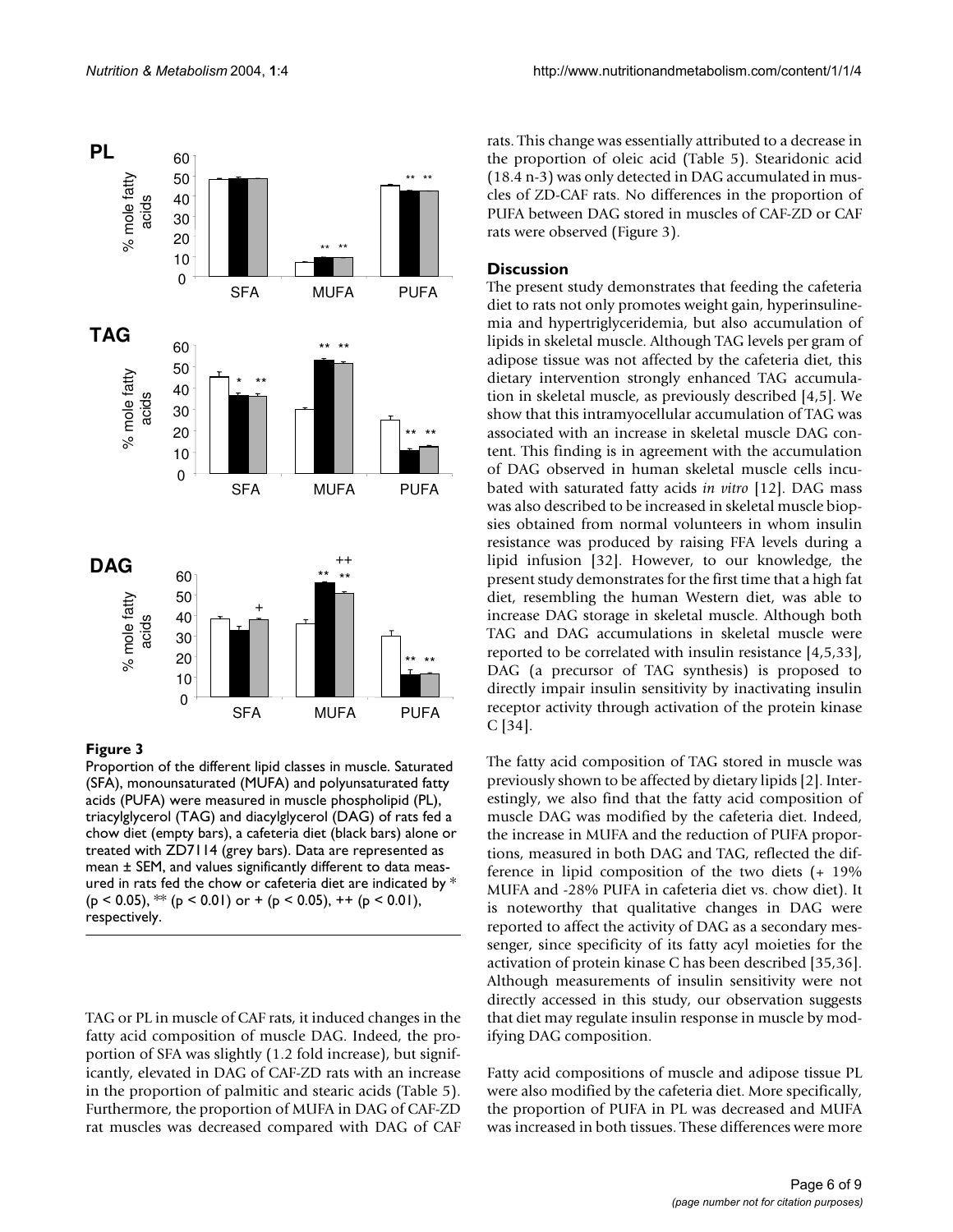**Figure 3**

Proportion of the different lipid classes in muscle. Saturated (SFA), monounsaturated (MUFA) and polyunsaturated fatty acids (PUFA) were measured in muscle phospholipid (PL), triacylglycerol (TAG) and diacylglycerol (DAG) of rats fed a chow diet (empty bars), a cafeteria diet (black bars) alone or treated with ZD7114 (grey bars). Data are represented as mean ± SEM, and values significantly different to data measured in rats fed the chow or cafeteria diet are indicated by * ($p < 0.05$), ** ($p < 0.01$) or + ($p < 0.05$), ++ ($p < 0.01$), respectively.

TAG or PL in muscle of CAF rats, it induced changes in the fatty acid composition of muscle DAG. Indeed, the proportion of SFA was slightly (1.2 fold increase), but significantly, elevated in DAG of CAF-ZD rats with an increase in the proportion of palmitic and stearic acids (Table 5). Furthermore, the proportion of MUFA in DAG of CAF-ZD rat muscles was decreased compared with DAG of CAF rats. This change was essentially attributed to a decrease in the proportion of oleic acid (Table 5). Stearidonic acid (18.4 n-3) was only detected in DAG accumulated in muscles of ZD-CAF rats. No differences in the proportion of PUFA between DAG stored in muscles of CAF-ZD or CAF rats were observed (Figure 3).

## Discussion

The present study demonstrates that feeding the cafeteria diet to rats not only promotes weight gain, hyperinsulinemia and hypertriglyceridemia, but also accumulation of lipids in skeletal muscle. Although TAG levels per gram of adipose tissue was not affected by the cafeteria diet, this dietary intervention strongly enhanced TAG accumulation in skeletal muscle, as previously described [4,5]. We show that this intramyocellular accumulation of TAG was associated with an increase in skeletal muscle DAG content. This finding is in agreement with the accumulation of DAG observed in human skeletal muscle cells incubated with saturated fatty acids *in vitro* [12]. DAG mass was also described to be increased in skeletal muscle biopsies obtained from normal volunteers in whom insulin resistance was produced by raising FFA levels during a lipid infusion [32]. However, to our knowledge, the present study demonstrates for the first time that a high fat diet, resembling the human Western diet, was able to increase DAG storage in skeletal muscle. Although both TAG and DAG accumulations in skeletal muscle were reported to be correlated with insulin resistance [4,5,33], DAG (a precursor of TAG synthesis) is proposed to directly impair insulin sensitivity by inactivating insulin receptor activity through activation of the protein kinase C [34].

The fatty acid composition of TAG stored in muscle was previously shown to be affected by dietary lipids [2]. Interestingly, we also find that the fatty acid composition of muscle DAG was modified by the cafeteria diet. Indeed, the increase in MUFA and the reduction of PUFA proportions, measured in both DAG and TAG, reflected the difference in lipid composition of the two diets (+ 19% MUFA and -28% PUFA in cafeteria diet vs. chow diet). It is noteworthy that qualitative changes in DAG were reported to affect the activity of DAG as a secondary messenger, since specificity of its fatty acyl moieties for the activation of protein kinase C has been described [35,36]. Although measurements of insulin sensitivity were not directly accessed in this study, our observation suggests that diet may regulate insulin response in muscle by modifying DAG composition.

Fatty acid compositions of muscle and adipose tissue PL were also modified by the cafeteria diet. More specifically, the proportion of PUFA in PL was decreased and MUFA was increased in both tissues. These differences were more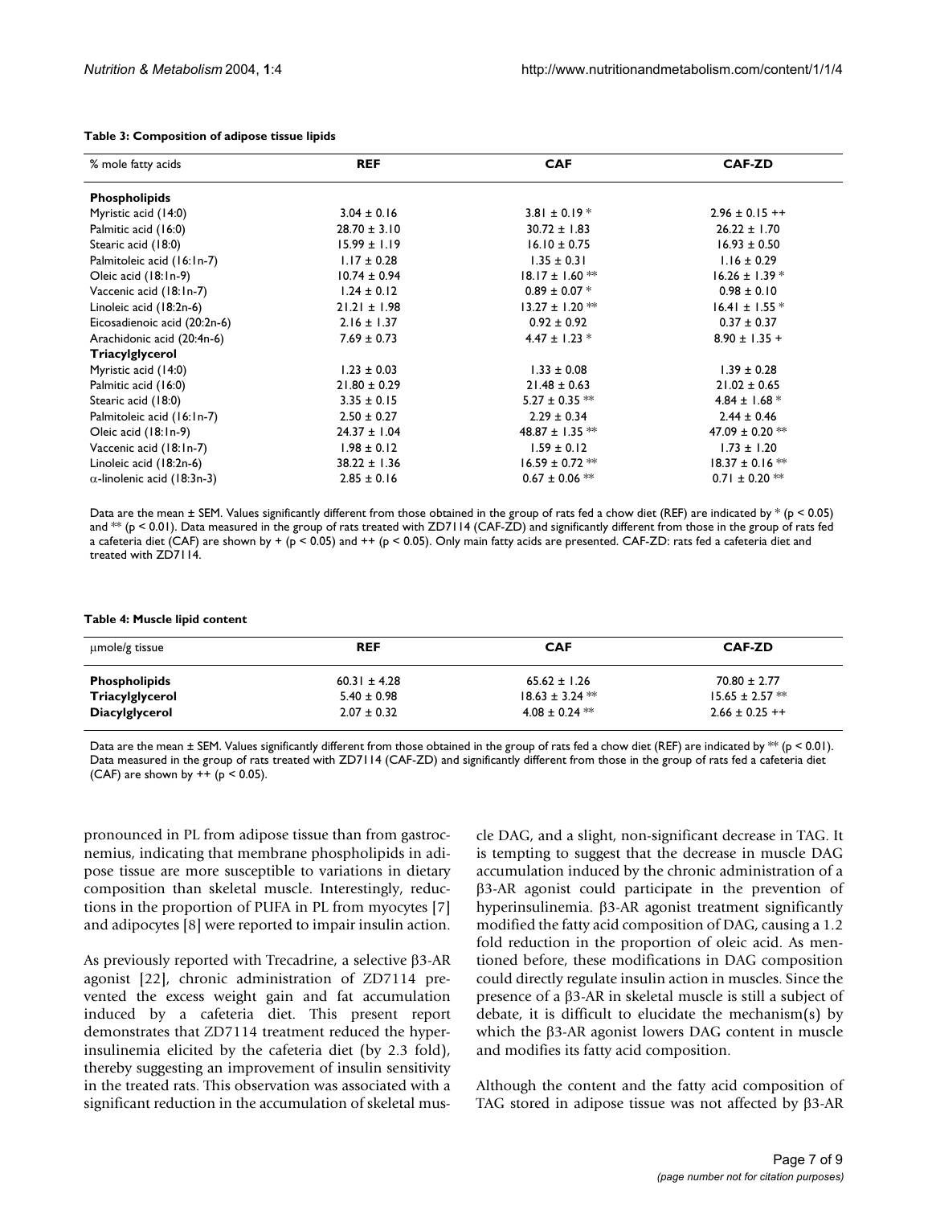**Table 3: Composition of adipose tissue lipids**

| % mole fatty acids | REF | CAF | CAF-ZD |
|---|---|---|---|
| **Phospholipids** | | | |
| Myristic acid (14:0) | 3.04 ± 0.16 | 3.81 ± 0.19 * | 2.96 ± 0.15 ++ |
| Palmitic acid (16:0) | 28.70 ± 3.10 | 30.72 ± 1.83 | 26.22 ± 1.70 |
| Stearic acid (18:0) | 15.99 ± 1.19 | 16.10 ± 0.75 | 16.93 ± 0.50 |
| Palmitoleic acid (16:1n-7) | 1.17 ± 0.28 | 1.35 ± 0.31 | 1.16 ± 0.29 |
| Oleic acid (18:1n-9) | 10.74 ± 0.94 | 18.17 ± 1.60 ** | 16.26 ± 1.39 * |
| Vaccenic acid (18:1n-7) | 1.24 ± 0.12 | 0.89 ± 0.07 * | 0.98 ± 0.10 |
| Linoleic acid (18:2n-6) | 21.21 ± 1.98 | 13.27 ± 1.20 ** | 16.41 ± 1.55 * |
| Eicosadienoic acid (20:2n-6) | 2.16 ± 1.37 | 0.92 ± 0.92 | 0.37 ± 0.37 |
| Arachidonic acid (20:4n-6) | 7.69 ± 0.73 | 4.47 ± 1.23 * | 8.90 ± 1.35 + |
| **Triacylglycerol** | | | |
| Myristic acid (14:0) | 1.23 ± 0.03 | 1.33 ± 0.08 | 1.39 ± 0.28 |
| Palmitic acid (16:0) | 21.80 ± 0.29 | 21.48 ± 0.63 | 21.02 ± 0.65 |
| Stearic acid (18:0) | 3.35 ± 0.15 | 5.27 ± 0.35 ** | 4.84 ± 1.68 * |
| Palmitoleic acid (16:1n-7) | 2.50 ± 0.27 | 2.29 ± 0.34 | 2.44 ± 0.46 |
| Oleic acid (18:1n-9) | 24.37 ± 1.04 | 48.87 ± 1.35 ** | 47.09 ± 0.20 ** |
| Vaccenic acid (18:1n-7) | 1.98 ± 0.12 | 1.59 ± 0.12 | 1.73 ± 1.20 |
| Linoleic acid (18:2n-6) | 38.22 ± 1.36 | 16.59 ± 0.72 ** | 18.37 ± 0.16 ** |
| α-linolenic acid (18:3n-3) | 2.85 ± 0.16 | 0.67 ± 0.06 ** | 0.71 ± 0.20 ** |

Data are the mean ± SEM. Values significantly different from those obtained in the group of rats fed a chow diet (REF) are indicated by * ($p < 0.05$) and ** ($p < 0.01$). Data measured in the group of rats treated with ZD7114 (CAF-ZD) and significantly different from those in the group of rats fed a cafeteria diet (CAF) are shown by + ($p < 0.05$) and ++ ($p < 0.05$). Only main fatty acids are presented. CAF-ZD: rats fed a cafeteria diet and treated with ZD7114.

**Table 4: Muscle lipid content**

| μmole/g tissue | REF | CAF | CAF-ZD |
|---|---|---|---|
| **Phospholipids** | 60.31 ± 4.28 | 65.62 ± 1.26 | 70.80 ± 2.77 |
| **Triacylglycerol** | 5.40 ± 0.98 | 18.63 ± 3.24 ** | 15.65 ± 2.57 ** |
| **Diacylglycerol** | 2.07 ± 0.32 | 4.08 ± 0.24 ** | 2.66 ± 0.25 ++ |

Data are the mean ± SEM. Values significantly different from those obtained in the group of rats fed a chow diet (REF) are indicated by ** ($p < 0.01$). Data measured in the group of rats treated with ZD7114 (CAF-ZD) and significantly different from those in the group of rats fed a cafeteria diet (CAF) are shown by ++ ($p < 0.05$).

pronounced in PL from adipose tissue than from gastrocnemius, indicating that membrane phospholipids in adipose tissue are more susceptible to variations in dietary composition than skeletal muscle. Interestingly, reductions in the proportion of PUFA in PL from myocytes [7] and adipocytes [8] were reported to impair insulin action.

As previously reported with Trecadrine, a selective β3-AR agonist [22], chronic administration of ZD7114 prevented the excess weight gain and fat accumulation induced by a cafeteria diet. This present report demonstrates that ZD7114 treatment reduced the hyperinsulinemia elicited by the cafeteria diet (by 2.3 fold), thereby suggesting an improvement of insulin sensitivity in the treated rats. This observation was associated with a significant reduction in the accumulation of skeletal muscle DAG, and a slight, non-significant decrease in TAG. It is tempting to suggest that the decrease in muscle DAG accumulation induced by the chronic administration of a β3-AR agonist could participate in the prevention of hyperinsulinemia. β3-AR agonist treatment significantly modified the fatty acid composition of DAG, causing a 1.2 fold reduction in the proportion of oleic acid. As mentioned before, these modifications in DAG composition could directly regulate insulin action in muscles. Since the presence of a β3-AR in skeletal muscle is still a subject of debate, it is difficult to elucidate the mechanism(s) by which the β3-AR agonist lowers DAG content in muscle and modifies its fatty acid composition.

Although the content and the fatty acid composition of TAG stored in adipose tissue was not affected by β3-AR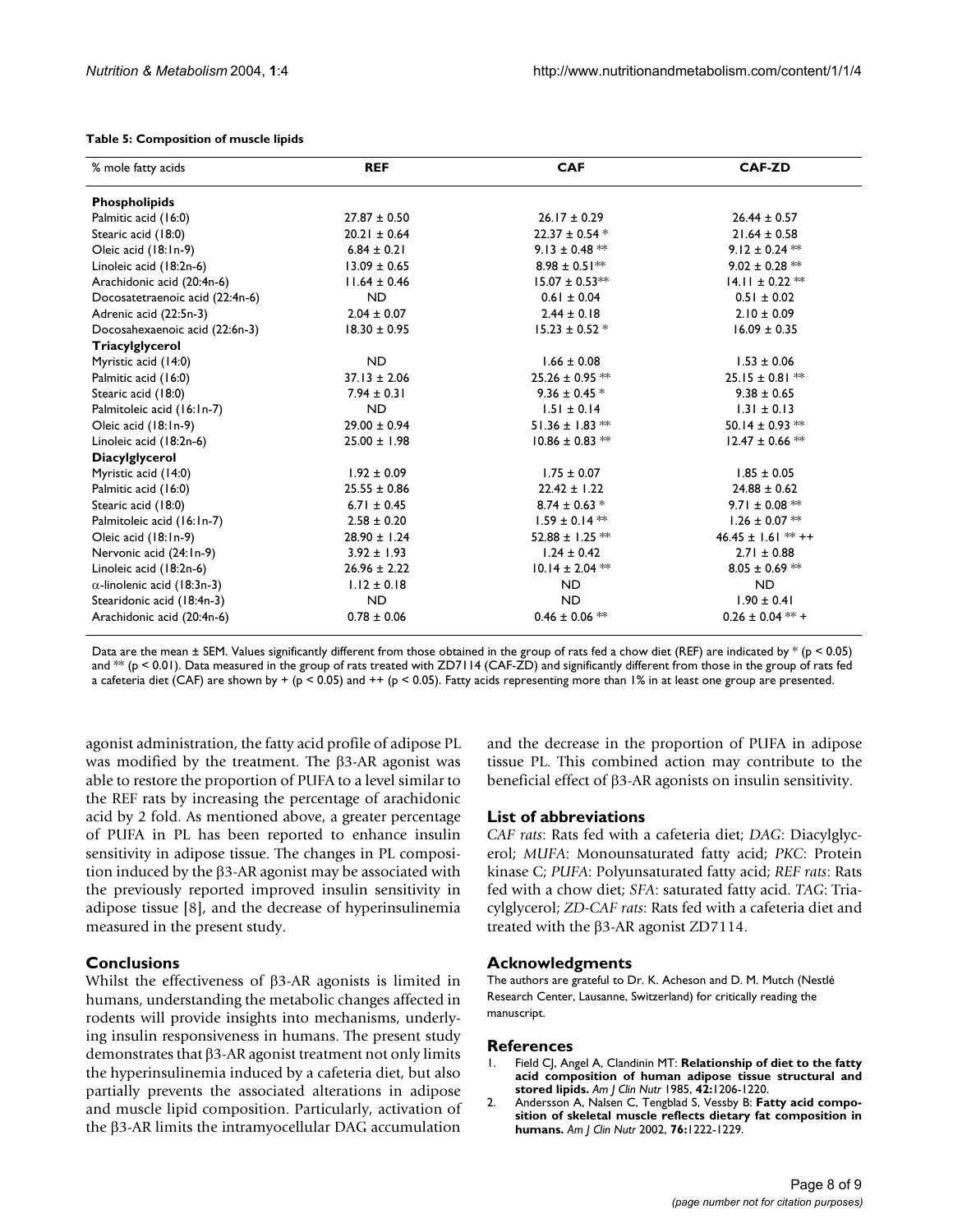**Table 5: Composition of muscle lipids**

| % mole fatty acids | REF | CAF | CAF-ZD |
| --- | --- | --- | --- |
| **Phospholipids** | | | |
| Palmitic acid (16:0) | 27.87 ± 0.50 | 26.17 ± 0.29 | 26.44 ± 0.57 |
| Stearic acid (18:0) | 20.21 ± 0.64 | 22.37 ± 0.54 * | 21.64 ± 0.58 |
| Oleic acid (18:1n-9) | 6.84 ± 0.21 | 9.13 ± 0.48 ** | 9.12 ± 0.24 ** |
| Linoleic acid (18:2n-6) | 13.09 ± 0.65 | 8.98 ± 0.51** | 9.02 ± 0.28 ** |
| Arachidonic acid (20:4n-6) | 11.64 ± 0.46 | 15.07 ± 0.53** | 14.11 ± 0.22 ** |
| Docosatetraenoic acid (22:4n-6) | ND | 0.61 ± 0.04 | 0.51 ± 0.02 |
| Adrenic acid (22:5n-3) | 2.04 ± 0.07 | 2.44 ± 0.18 | 2.10 ± 0.09 |
| Docosahexaenoic acid (22:6n-3) | 18.30 ± 0.95 | 15.23 ± 0.52 * | 16.09 ± 0.35 |
| **Triacylglycerol** | | | |
| Myristic acid (14:0) | ND | 1.66 ± 0.08 | 1.53 ± 0.06 |
| Palmitic acid (16:0) | 37.13 ± 2.06 | 25.26 ± 0.95 ** | 25.15 ± 0.81 ** |
| Stearic acid (18:0) | 7.94 ± 0.31 | 9.36 ± 0.45 * | 9.38 ± 0.65 |
| Palmitoleic acid (16:1n-7) | ND | 1.51 ± 0.14 | 1.31 ± 0.13 |
| Oleic acid (18:1n-9) | 29.00 ± 0.94 | 51.36 ± 1.83 ** | 50.14 ± 0.93 ** |
| Linoleic acid (18:2n-6) | 25.00 ± 1.98 | 10.86 ± 0.83 ** | 12.47 ± 0.66 ** |
| **Diacylglycerol** | | | |
| Myristic acid (14:0) | 1.92 ± 0.09 | 1.75 ± 0.07 | 1.85 ± 0.05 |
| Palmitic acid (16:0) | 25.55 ± 0.86 | 22.42 ± 1.22 | 24.88 ± 0.62 |
| Stearic acid (18:0) | 6.71 ± 0.45 | 8.74 ± 0.63 * | 9.71 ± 0.08 ** |
| Palmitoleic acid (16:1n-7) | 2.58 ± 0.20 | 1.59 ± 0.14 ** | 1.26 ± 0.07 ** |
| Oleic acid (18:1n-9) | 28.90 ± 1.24 | 52.88 ± 1.25 ** | 46.45 ± 1.61 ** ++ |
| Nervonic acid (24:1n-9) | 3.92 ± 1.93 | 1.24 ± 0.42 | 2.71 ± 0.88 |
| Linoleic acid (18:2n-6) | 26.96 ± 2.22 | 10.14 ± 2.04 ** | 8.05 ± 0.69 ** |
| α-linolenic acid (18:3n-3) | 1.12 ± 0.18 | ND | ND |
| Stearidonic acid (18:4n-3) | ND | ND | 1.90 ± 0.41 |
| Arachidonic acid (20:4n-6) | 0.78 ± 0.06 | 0.46 ± 0.06 ** | 0.26 ± 0.04 ** + |

Data are the mean ± SEM. Values significantly different from those obtained in the group of rats fed a chow diet (REF) are indicated by * ($p < 0.05$) and ** ($p < 0.01$). Data measured in the group of rats treated with ZD7114 (CAF-ZD) and significantly different from those in the group of rats fed a cafeteria diet (CAF) are shown by + ($p < 0.05$) and ++ ($p < 0.05$). Fatty acids representing more than 1% in at least one group are presented.

agonist administration, the fatty acid profile of adipose PL was modified by the treatment. The β3-AR agonist was able to restore the proportion of PUFA to a level similar to the REF rats by increasing the percentage of arachidonic acid by 2 fold. As mentioned above, a greater percentage of PUFA in PL has been reported to enhance insulin sensitivity in adipose tissue. The changes in PL composition induced by the β3-AR agonist may be associated with the previously reported improved insulin sensitivity in adipose tissue [8], and the decrease of hyperinsulinemia measured in the present study.

## Conclusions

Whilst the effectiveness of β3-AR agonists is limited in humans, understanding the metabolic changes affected in rodents will provide insights into mechanisms, underlying insulin responsiveness in humans. The present study demonstrates that β3-AR agonist treatment not only limits the hyperinsulinemia induced by a cafeteria diet, but also partially prevents the associated alterations in adipose and muscle lipid composition. Particularly, activation of the β3-AR limits the intramyocellular DAG accumulation and the decrease in the proportion of PUFA in adipose tissue PL. This combined action may contribute to the beneficial effect of β3-AR agonists on insulin sensitivity.

## List of abbreviations

*CAF rats*: Rats fed with a cafeteria diet; *DAG*: Diacylglycerol; *MUFA*: Monounsaturated fatty acid; *PKC*: Protein kinase C; *PUFA*: Polyunsaturated fatty acid; *REF rats*: Rats fed with a chow diet; *SFA*: saturated fatty acid. *TAG*: Triacylglycerol; *ZD-CAF rats*: Rats fed with a cafeteria diet and treated with the β3-AR agonist ZD7114.

## Acknowledgments

The authors are grateful to Dr. K. Acheson and D. M. Mutch (Nestlé Research Center, Lausanne, Switzerland) for critically reading the manuscript.

## References

1. Field CJ, Angel A, Clandinin MT: **Relationship of diet to the fatty acid composition of human adipose tissue structural and stored lipids.** *Am J Clin Nutr* 1985, **42:**1206-1220.
2. Andersson A, Nalsen C, Tengblad S, Vessby B: **Fatty acid composition of skeletal muscle reflects dietary fat composition in humans.** *Am J Clin Nutr* 2002, **76:**1222-1229.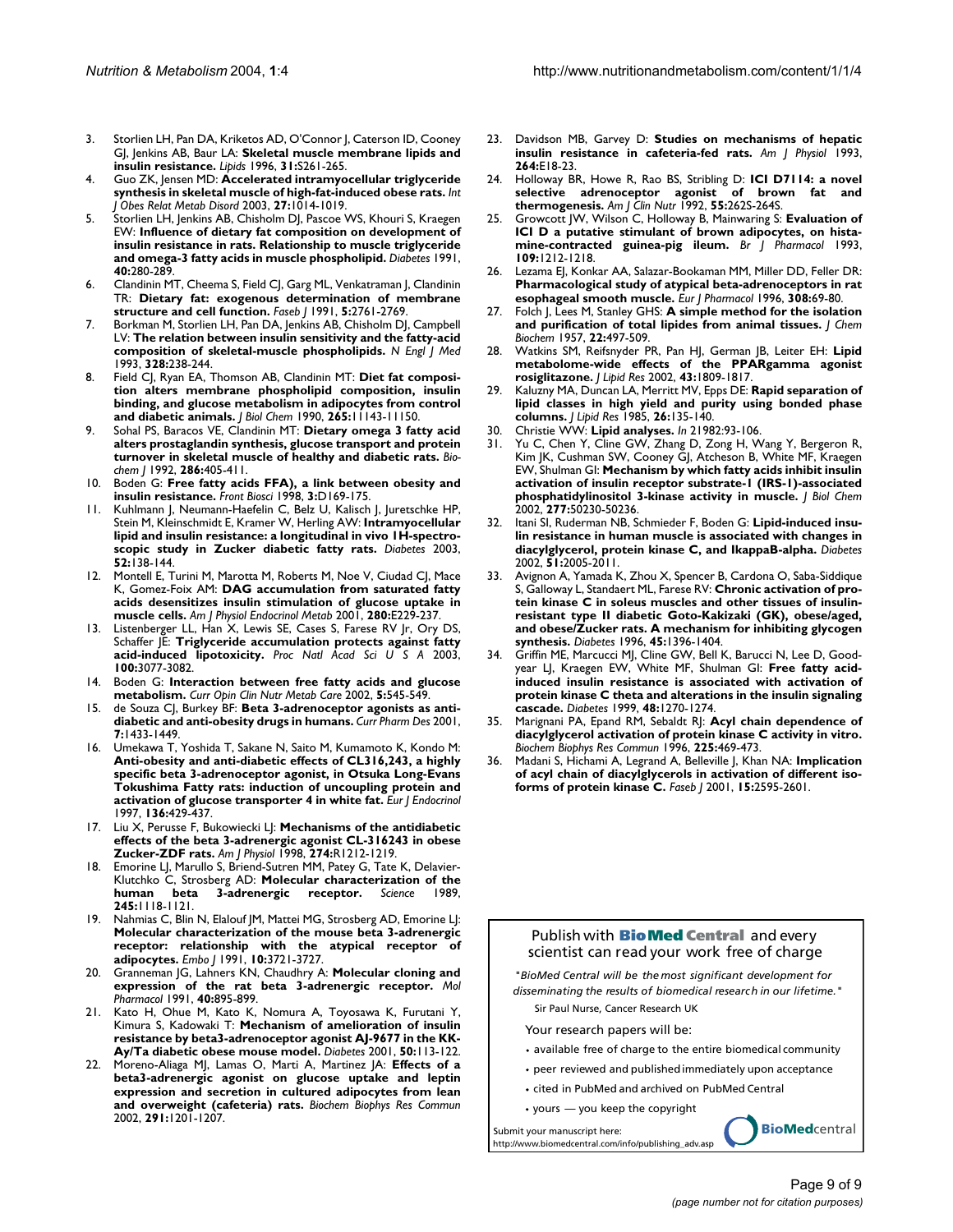3. Storlien LH, Pan DA, Kriketos AD, O'Connor J, Caterson ID, Cooney GJ, Jenkins AB, Baur LA: **Skeletal muscle membrane lipids and insulin resistance.** *Lipids* 1996, **31:**S261-265.
4. Guo ZK, Jensen MD: **Accelerated intramyocellular triglyceride synthesis in skeletal muscle of high-fat-induced obese rats.** *Int J Obes Relat Metab Disord* 2003, **27:**1014-1019.
5. Storlien LH, Jenkins AB, Chisholm DJ, Pascoe WS, Khouri S, Kraegen EW: **Influence of dietary fat composition on development of insulin resistance in rats. Relationship to muscle triglyceride and omega-3 fatty acids in muscle phospholipid.** *Diabetes* 1991, **40:**280-289.
6. Clandinin MT, Cheema S, Field CJ, Garg ML, Venkatraman J, Clandinin TR: **Dietary fat: exogenous determination of membrane structure and cell function.** *Faseb J* 1991, **5:**2761-2769.
7. Borkman M, Storlien LH, Pan DA, Jenkins AB, Chisholm DJ, Campbell LV: **The relation between insulin sensitivity and the fatty-acid composition of skeletal-muscle phospholipids.** *N Engl J Med* 1993, **328:**238-244.
8. Field CJ, Ryan EA, Thomson AB, Clandinin MT: **Diet fat composition alters membrane phospholipid composition, insulin binding, and glucose metabolism in adipocytes from control and diabetic animals.** *J Biol Chem* 1990, **265:**11143-11150.
9. Sohal PS, Baracos VE, Clandinin MT: **Dietary omega 3 fatty acid alters prostaglandin synthesis, glucose transport and protein turnover in skeletal muscle of healthy and diabetic rats.** *Biochem J* 1992, **286:**405-411.
10. Boden G: **Free fatty acids FFA), a link between obesity and insulin resistance.** *Front Biosci* 1998, **3:**D169-175.
11. Kuhlmann J, Neumann-Haefelin C, Belz U, Kalisch J, Juretschke HP, Stein M, Kleinschmidt E, Kramer W, Herling AW: **Intramyocellular lipid and insulin resistance: a longitudinal in vivo 1H-spectroscopic study in Zucker diabetic fatty rats.** *Diabetes* 2003, **52:**138-144.
12. Montell E, Turini M, Marotta M, Roberts M, Noe V, Ciudad CJ, Mace K, Gomez-Foix AM: **DAG accumulation from saturated fatty acids desensitizes insulin stimulation of glucose uptake in muscle cells.** *Am J Physiol Endocrinol Metab* 2001, **280:**E229-237.
13. Listenberger LL, Han X, Lewis SE, Cases S, Farese RV Jr, Ory DS, Schaffer JE: **Triglyceride accumulation protects against fatty acid-induced lipotoxicity.** *Proc Natl Acad Sci U S A* 2003, **100:**3077-3082.
14. Boden G: **Interaction between free fatty acids and glucose metabolism.** *Curr Opin Clin Nutr Metab Care* 2002, **5:**545-549.
15. de Souza CJ, Burkey BF: **Beta 3-adrenoceptor agonists as antidiabetic and anti-obesity drugs in humans.** *Curr Pharm Des* 2001, **7:**1433-1449.
16. Umekawa T, Yoshida T, Sakane N, Saito M, Kumamoto K, Kondo M: **Anti-obesity and anti-diabetic effects of CL316,243, a highly specific beta 3-adrenoceptor agonist, in Otsuka Long-Evans Tokushima Fatty rats: induction of uncoupling protein and activation of glucose transporter 4 in white fat.** *Eur J Endocrinol* 1997, **136:**429-437.
17. Liu X, Perusse F, Bukowiecki LJ: **Mechanisms of the antidiabetic effects of the beta 3-adrenergic agonist CL-316243 in obese Zucker-ZDF rats.** *Am J Physiol* 1998, **274:**R1212-1219.
18. Emorine LJ, Marullo S, Briend-Sutren MM, Patey G, Tate K, Delavier-Klutchko C, Strosberg AD: **Molecular characterization of the human beta 3-adrenergic receptor.** *Science* 1989, **245:**1118-1121.
19. Nahmias C, Blin N, Elalouf JM, Mattei MG, Strosberg AD, Emorine LJ: **Molecular characterization of the mouse beta 3-adrenergic receptor: relationship with the atypical receptor of adipocytes.** *Embo J* 1991, **10:**3721-3727.
20. Granneman JG, Lahners KN, Chaudhry A: **Molecular cloning and expression of the rat beta 3-adrenergic receptor.** *Mol Pharmacol* 1991, **40:**895-899.
21. Kato H, Ohue M, Kato K, Nomura A, Toyosawa K, Furutani Y, Kimura S, Kadowaki T: **Mechanism of amelioration of insulin resistance by beta3-adrenoceptor agonist AJ-9677 in the KK-Ay/Ta diabetic obese mouse model.** *Diabetes* 2001, **50:**113-122.
22. Moreno-Aliaga MJ, Lamas O, Marti A, Martinez JA: **Effects of a beta3-adrenergic agonist on glucose uptake and leptin expression and secretion in cultured adipocytes from lean and overweight (cafeteria) rats.** *Biochem Biophys Res Commun* 2002, **291:**1201-1207.
23. Davidson MB, Garvey D: **Studies on mechanisms of hepatic insulin resistance in cafeteria-fed rats.** *Am J Physiol* 1993, **264:**E18-23.
24. Holloway BR, Howe R, Rao BS, Stribling D: **ICI D7114: a novel selective adrenoceptor agonist of brown fat and thermogenesis.** *Am J Clin Nutr* 1992, **55:**262S-264S.
25. Growcott JW, Wilson C, Holloway B, Mainwaring S: **Evaluation of ICI D a putative stimulant of brown adipocytes, on histamine-contracted guinea-pig ileum.** *Br J Pharmacol* 1993, **109:**1212-1218.
26. Lezama EJ, Konkar AA, Salazar-Bookaman MM, Miller DD, Feller DR: **Pharmacological study of atypical beta-adrenoceptors in rat esophageal smooth muscle.** *Eur J Pharmacol* 1996, **308:**69-80.
27. Folch J, Lees M, Stanley GHS: **A simple method for the isolation and purification of total lipides from animal tissues.** *J Chem Biochem* 1957, **22:**497-509.
28. Watkins SM, Reifsnyder PR, Pan HJ, German JB, Leiter EH: **Lipid metabolome-wide effects of the PPARgamma agonist rosiglitazone.** *J Lipid Res* 2002, **43:**1809-1817.
29. Kaluzny MA, Duncan LA, Merritt MV, Epps DE: **Rapid separation of lipid classes in high yield and purity using bonded phase columns.** *J Lipid Res* 1985, **26:**135-140.
30. Christie WW: **Lipid analyses.** *In* 21982:93-106.
31. Yu C, Chen Y, Cline GW, Zhang D, Zong H, Wang Y, Bergeron R, Kim JK, Cushman SW, Cooney GJ, Atcheson B, White MF, Kraegen EW, Shulman GI: **Mechanism by which fatty acids inhibit insulin activation of insulin receptor substrate-1 (IRS-1)-associated phosphatidylinositol 3-kinase activity in muscle.** *J Biol Chem* 2002, **277:**50230-50236.
32. Itani SI, Ruderman NB, Schmieder F, Boden G: **Lipid-induced insulin resistance in human muscle is associated with changes in diacylglycerol, protein kinase C, and IkappaB-alpha.** *Diabetes* 2002, **51:**2005-2011.
33. Avignon A, Yamada K, Zhou X, Spencer B, Cardona O, Saba-Siddique S, Galloway L, Standaert ML, Farese RV: **Chronic activation of protein kinase C in soleus muscles and other tissues of insulin-resistant type II diabetic Goto-Kakizaki (GK), obese/aged, and obese/Zucker rats. A mechanism for inhibiting glycogen synthesis.** *Diabetes* 1996, **45:**1396-1404.
34. Griffin ME, Marcucci MJ, Cline GW, Bell K, Barucci N, Lee D, Goodyear LJ, Kraegen EW, White MF, Shulman GI: **Free fatty acid-induced insulin resistance is associated with activation of protein kinase C theta and alterations in the insulin signaling cascade.** *Diabetes* 1999, **48:**1270-1274.
35. Marignani PA, Epand RM, Sebaldt RJ: **Acyl chain dependence of diacylglycerol activation of protein kinase C activity in vitro.** *Biochem Biophys Res Commun* 1996, **225:**469-473.
36. Madani S, Hichami A, Legrand A, Belleville J, Khan NA: **Implication of acyl chain of diacylglycerols in activation of different isoforms of protein kinase C.** *Faseb J* 2001, **15:**2595-2601.

Publish with **BioMed Central** and every scientist can read your work free of charge

*"BioMed Central will be the most significant development for disseminating the results of biomedical research in our lifetime."*

Sir Paul Nurse, Cancer Research UK

Your research papers will be:

- available free of charge to the entire biomedical community
- peer reviewed and published immediately upon acceptance
- cited in PubMed and archived on PubMed Central
- yours — you keep the copyright

Submit your manuscript here:
http://www.biomedcentral.com/info/publishing_adv.asp

BioMedcentral